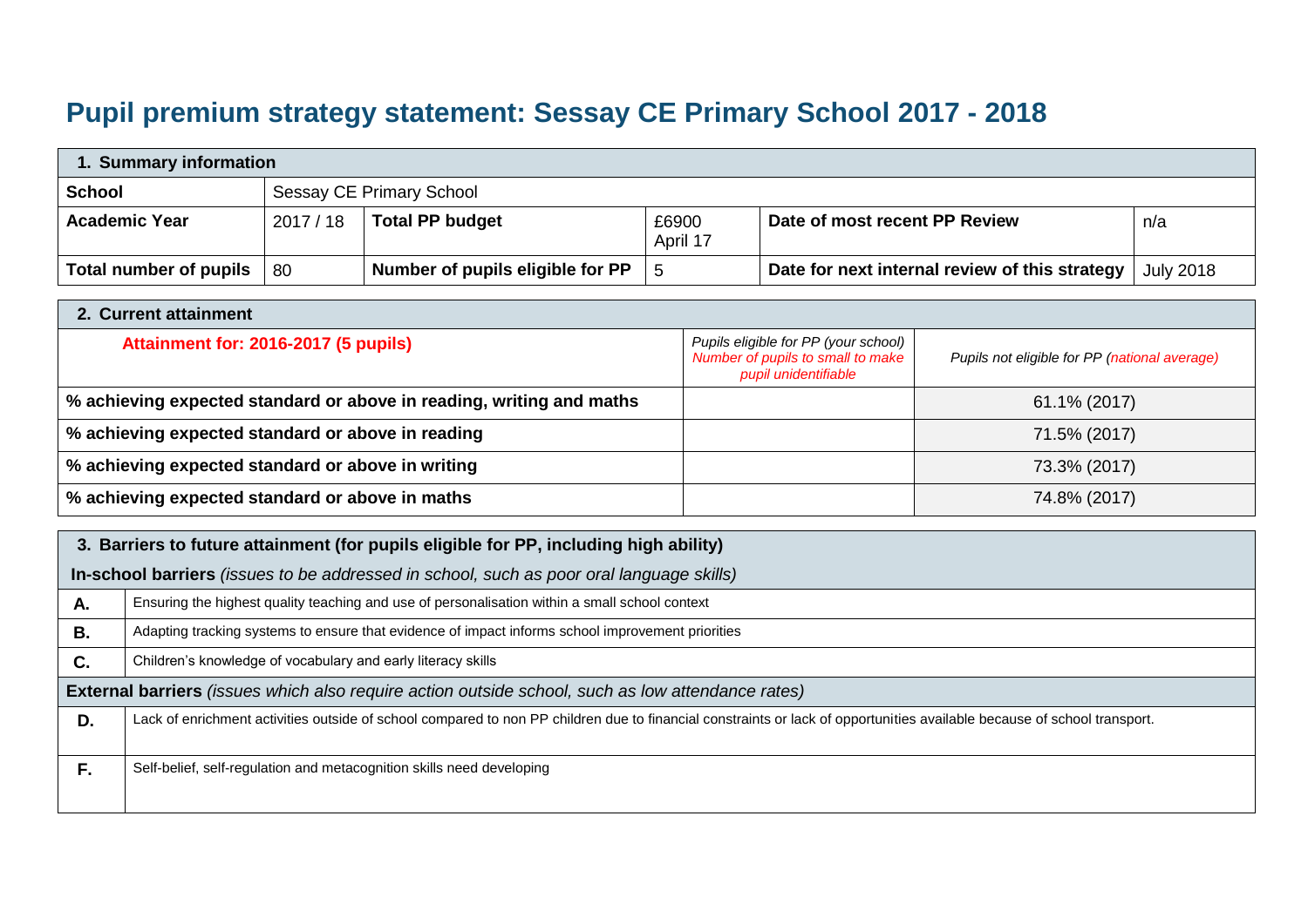# Pupil premium strategy statement: Sessay CE Primary School 2017 - 2018

| 1. Summary information | | | | | |
|---|---|---|---|---|---|
| **School** | Sessay CE Primary School | | | | |
| **Academic Year** | 2017 / 18 | **Total PP budget** | £6900 April 17 | **Date of most recent PP Review** | n/a |
| **Total number of pupils** | 80 | **Number of pupils eligible for PP** | 5 | **Date for next internal review of this strategy** | July 2018 |

| 2. Current attainment | | |
|---|---|---|
| **Attainment for: 2016-2017 (5 pupils)** | *Pupils eligible for PP (your school) Number of pupils to small to make pupil unidentifiable* | *Pupils not eligible for PP (national average)* |
| **% achieving expected standard or above in reading, writing and maths** | | 61.1% (2017) |
| **% achieving expected standard or above in reading** | | 71.5% (2017) |
| **% achieving expected standard or above in writing** | | 73.3% (2017) |
| **% achieving expected standard or above in maths** | | 74.8% (2017) |

| 3. Barriers to future attainment (for pupils eligible for PP, including high ability) | |
|---|---|
| **In-school barriers** *(issues to be addressed in school, such as poor oral language skills)* | |
| **A.** | Ensuring the highest quality teaching and use of personalisation within a small school context |
| **B.** | Adapting tracking systems to ensure that evidence of impact informs school improvement priorities |
| **C.** | Children's knowledge of vocabulary and early literacy skills |
| **External barriers** *(issues which also require action outside school, such as low attendance rates)* | |
| **D.** | Lack of enrichment activities outside of school compared to non PP children due to financial constraints or lack of opportunities available because of school transport. |
| **F.** | Self-belief, self-regulation and metacognition skills need developing |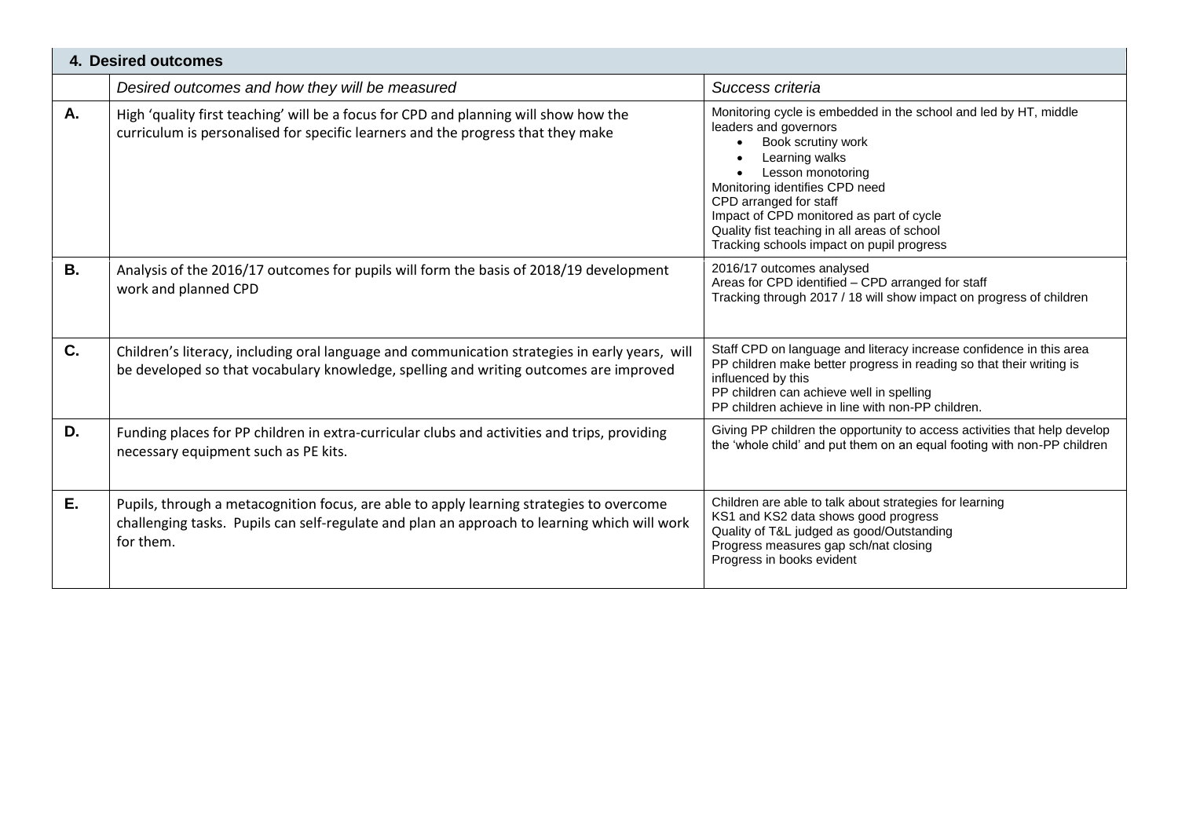| **4. Desired outcomes** | | |
|---|---|---|
| | *Desired outcomes and how they will be measured* | *Success criteria* |
| **A.** | High 'quality first teaching' will be a focus for CPD and planning will show how the curriculum is personalised for specific learners and the progress that they make | Monitoring cycle is embedded in the school and led by HT, middle leaders and governors<br>• Book scrutiny work<br>• Learning walks<br>• Lesson monotoring<br>Monitoring identifies CPD need<br>CPD arranged for staff<br>Impact of CPD monitored as part of cycle<br>Quality fist teaching in all areas of school<br>Tracking schools impact on pupil progress |
| **B.** | Analysis of the 2016/17 outcomes for pupils will form the basis of 2018/19 development work and planned CPD | 2016/17 outcomes analysed<br>Areas for CPD identified – CPD arranged for staff<br>Tracking through 2017 / 18 will show impact on progress of children |
| **C.** | Children's literacy, including oral language and communication strategies in early years, will be developed so that vocabulary knowledge, spelling and writing outcomes are improved | Staff CPD on language and literacy increase confidence in this area<br>PP children make better progress in reading so that their writing is influenced by this<br>PP children can achieve well in spelling<br>PP children achieve in line with non-PP children. |
| **D.** | Funding places for PP children in extra-curricular clubs and activities and trips, providing necessary equipment such as PE kits. | Giving PP children the opportunity to access activities that help develop the 'whole child' and put them on an equal footing with non-PP children |
| **E.** | Pupils, through a metacognition focus, are able to apply learning strategies to overcome challenging tasks. Pupils can self-regulate and plan an approach to learning which will work for them. | Children are able to talk about strategies for learning<br>KS1 and KS2 data shows good progress<br>Quality of T&L judged as good/Outstanding<br>Progress measures gap sch/nat closing<br>Progress in books evident |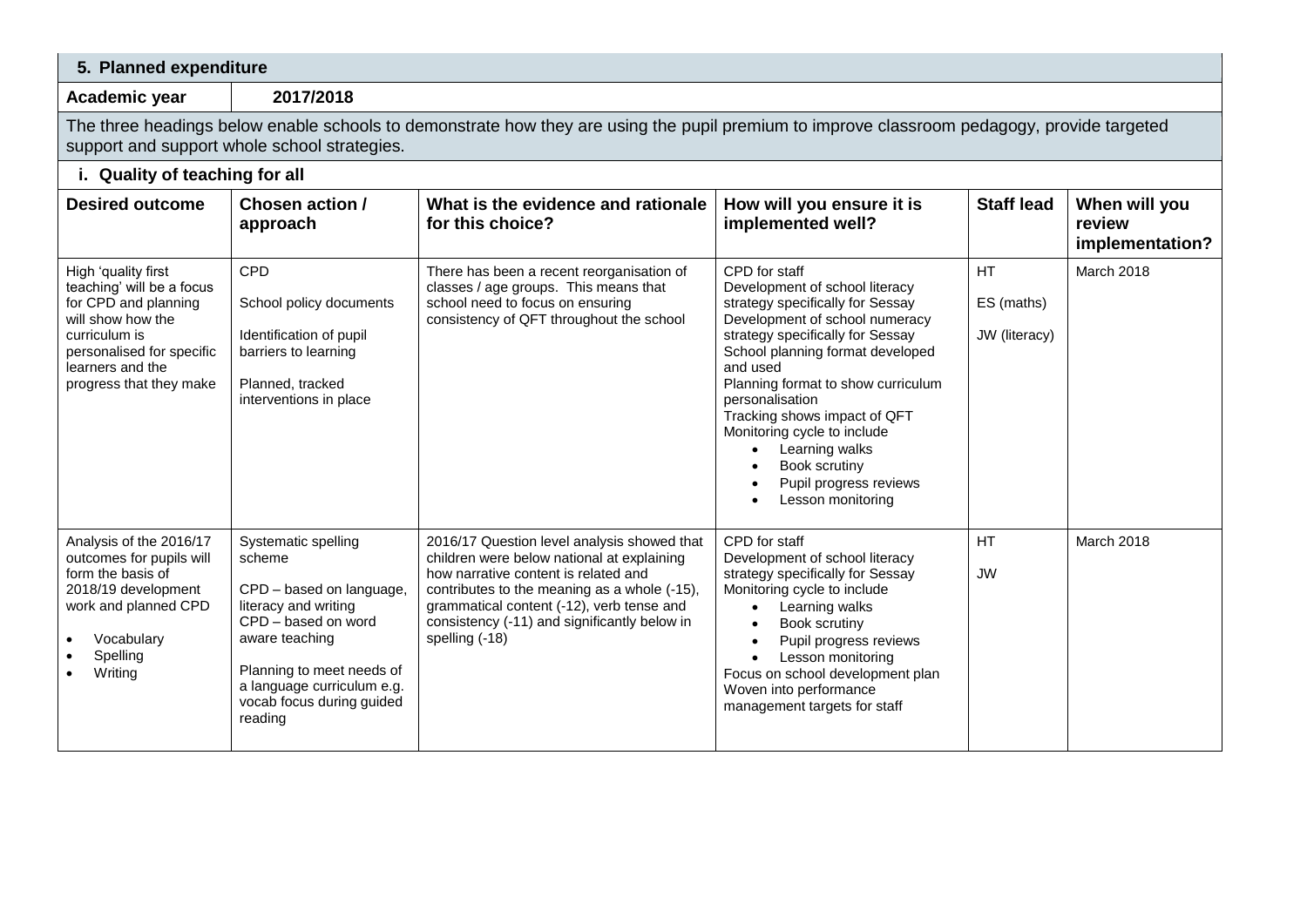## 5. Planned expenditure

**Academic year** 2017/2018

The three headings below enable schools to demonstrate how they are using the pupil premium to improve classroom pedagogy, provide targeted support and support whole school strategies.

### i. Quality of teaching for all

| Desired outcome | Chosen action / approach | What is the evidence and rationale for this choice? | How will you ensure it is implemented well? | Staff lead | When will you review implementation? |
|---|---|---|---|---|---|
| High 'quality first teaching' will be a focus for CPD and planning will show how the curriculum is personalised for specific learners and the progress that they make | CPD<br><br>School policy documents<br><br>Identification of pupil barriers to learning<br><br>Planned, tracked interventions in place | There has been a recent reorganisation of classes / age groups. This means that school need to focus on ensuring consistency of QFT throughout the school | CPD for staff<br>Development of school literacy strategy specifically for Sessay<br>Development of school numeracy strategy specifically for Sessay<br>School planning format developed and used<br>Planning format to show curriculum personalisation<br>Tracking shows impact of QFT<br>Monitoring cycle to include<br>• Learning walks<br>• Book scrutiny<br>• Pupil progress reviews<br>• Lesson monitoring | HT<br><br>ES (maths)<br><br>JW (literacy) | March 2018 |
| Analysis of the 2016/17 outcomes for pupils will form the basis of 2018/19 development work and planned CPD<br>• Vocabulary<br>• Spelling<br>• Writing | Systematic spelling scheme<br><br>CPD – based on language, literacy and writing<br>CPD – based on word aware teaching<br><br>Planning to meet needs of a language curriculum e.g. vocab focus during guided reading | 2016/17 Question level analysis showed that children were below national at explaining how narrative content is related and contributes to the meaning as a whole (-15), grammatical content (-12), verb tense and consistency (-11) and significantly below in spelling (-18) | CPD for staff<br>Development of school literacy strategy specifically for Sessay<br>Monitoring cycle to include<br>• Learning walks<br>• Book scrutiny<br>• Pupil progress reviews<br>• Lesson monitoring<br>Focus on school development plan<br>Woven into performance management targets for staff | HT<br><br>JW | March 2018 |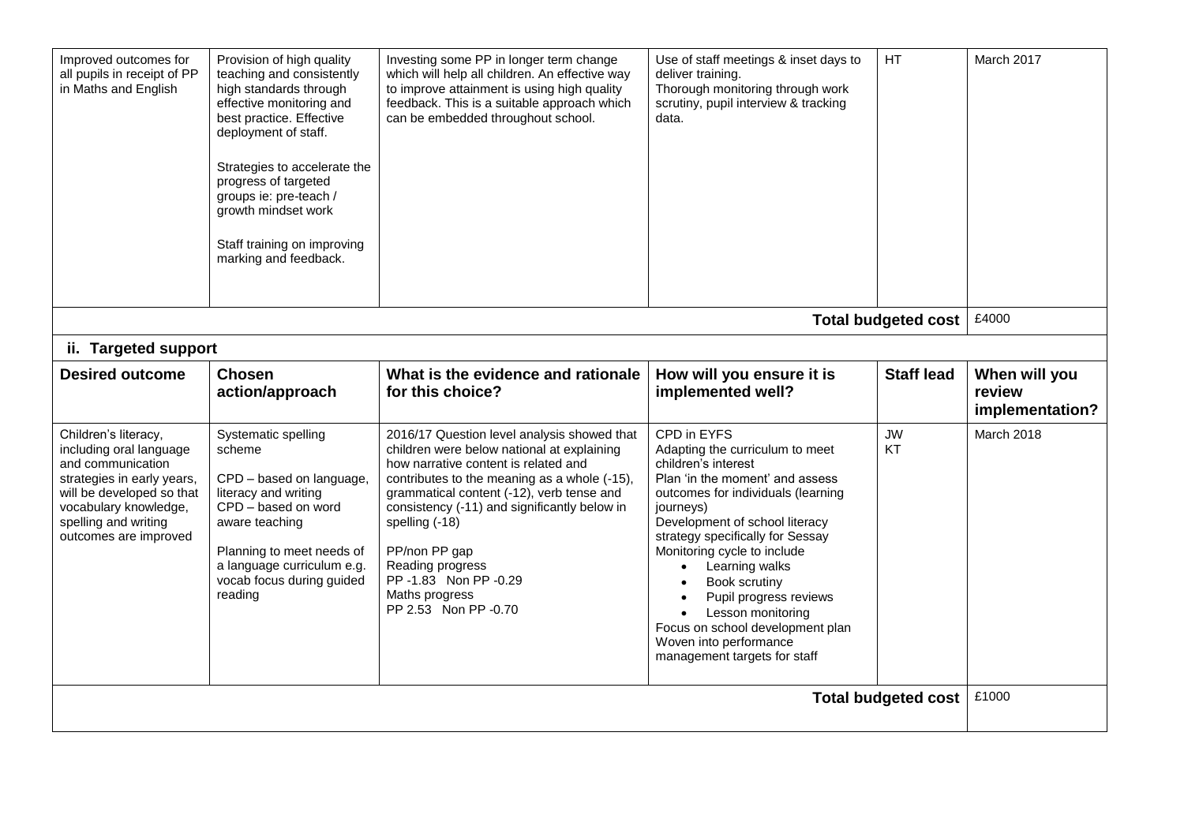| | | | | | |
|---|---|---|---|---|---|
| Improved outcomes for all pupils in receipt of PP in Maths and English | Provision of high quality teaching and consistently high standards through effective monitoring and best practice. Effective deployment of staff.<br><br>Strategies to accelerate the progress of targeted groups ie: pre-teach / growth mindset work<br><br>Staff training on improving marking and feedback. | Investing some PP in longer term change which will help all children. An effective way to improve attainment is using high quality feedback. This is a suitable approach which can be embedded throughout school. | Use of staff meetings & inset days to deliver training.<br>Thorough monitoring through work scrutiny, pupil interview & tracking data. | HT | March 2017 |
| | | | | **Total budgeted cost** | £4000 |

**ii. Targeted support**

| Desired outcome | Chosen action/approach | What is the evidence and rationale for this choice? | How will you ensure it is implemented well? | Staff lead | When will you review implementation? |
|---|---|---|---|---|---|
| Children's literacy, including oral language and communication strategies in early years, will be developed so that vocabulary knowledge, spelling and writing outcomes are improved | Systematic spelling scheme<br><br>CPD – based on language, literacy and writing<br>CPD – based on word aware teaching<br><br>Planning to meet needs of a language curriculum e.g. vocab focus during guided reading | 2016/17 Question level analysis showed that children were below national at explaining how narrative content is related and contributes to the meaning as a whole (-15), grammatical content (-12), verb tense and consistency (-11) and significantly below in spelling (-18)<br><br>PP/non PP gap<br>Reading progress<br>PP -1.83 Non PP -0.29<br>Maths progress<br>PP 2.53 Non PP -0.70 | CPD in EYFS<br>Adapting the curriculum to meet children's interest<br>Plan 'in the moment' and assess outcomes for individuals (learning journeys)<br>Development of school literacy strategy specifically for Sessay<br>Monitoring cycle to include<br>• Learning walks<br>• Book scrutiny<br>• Pupil progress reviews<br>• Lesson monitoring<br>Focus on school development plan<br>Woven into performance management targets for staff | JW<br>KT | March 2018 |
| | | | | **Total budgeted cost** | £1000 |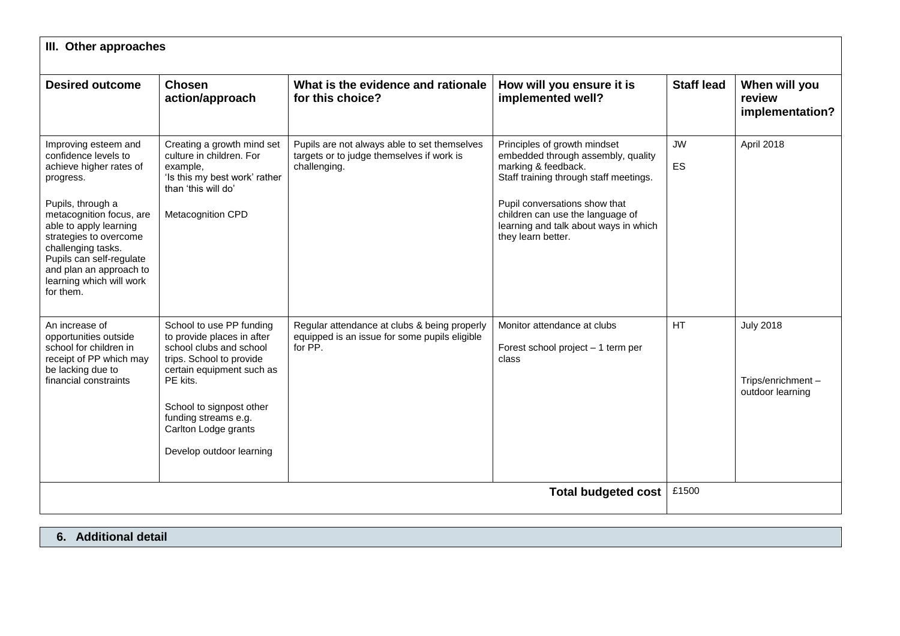| III. Other approaches | | | | | |
|---|---|---|---|---|---|
| **Desired outcome** | **Chosen action/approach** | **What is the evidence and rationale for this choice?** | **How will you ensure it is implemented well?** | **Staff lead** | **When will you review implementation?** |
| Improving esteem and confidence levels to achieve higher rates of progress.<br><br>Pupils, through a metacognition focus, are able to apply learning strategies to overcome challenging tasks. Pupils can self-regulate and plan an approach to learning which will work for them. | Creating a growth mind set culture in children. For example, 'Is this my best work' rather than 'this will do'<br><br>Metacognition CPD | Pupils are not always able to set themselves targets or to judge themselves if work is challenging. | Principles of growth mindset embedded through assembly, quality marking & feedback.<br>Staff training through staff meetings.<br><br>Pupil conversations show that children can use the language of learning and talk about ways in which they learn better. | JW<br><br>ES | April 2018 |
| An increase of opportunities outside school for children in receipt of PP which may be lacking due to financial constraints | School to use PP funding to provide places in after school clubs and school trips. School to provide certain equipment such as PE kits.<br><br>School to signpost other funding streams e.g. Carlton Lodge grants<br><br>Develop outdoor learning | Regular attendance at clubs & being properly equipped is an issue for some pupils eligible for PP. | Monitor attendance at clubs<br><br>Forest school project – 1 term per class | HT | July 2018<br><br>Trips/enrichment – outdoor learning |
| | | | **Total budgeted cost** | £1500 | |

## 6. Additional detail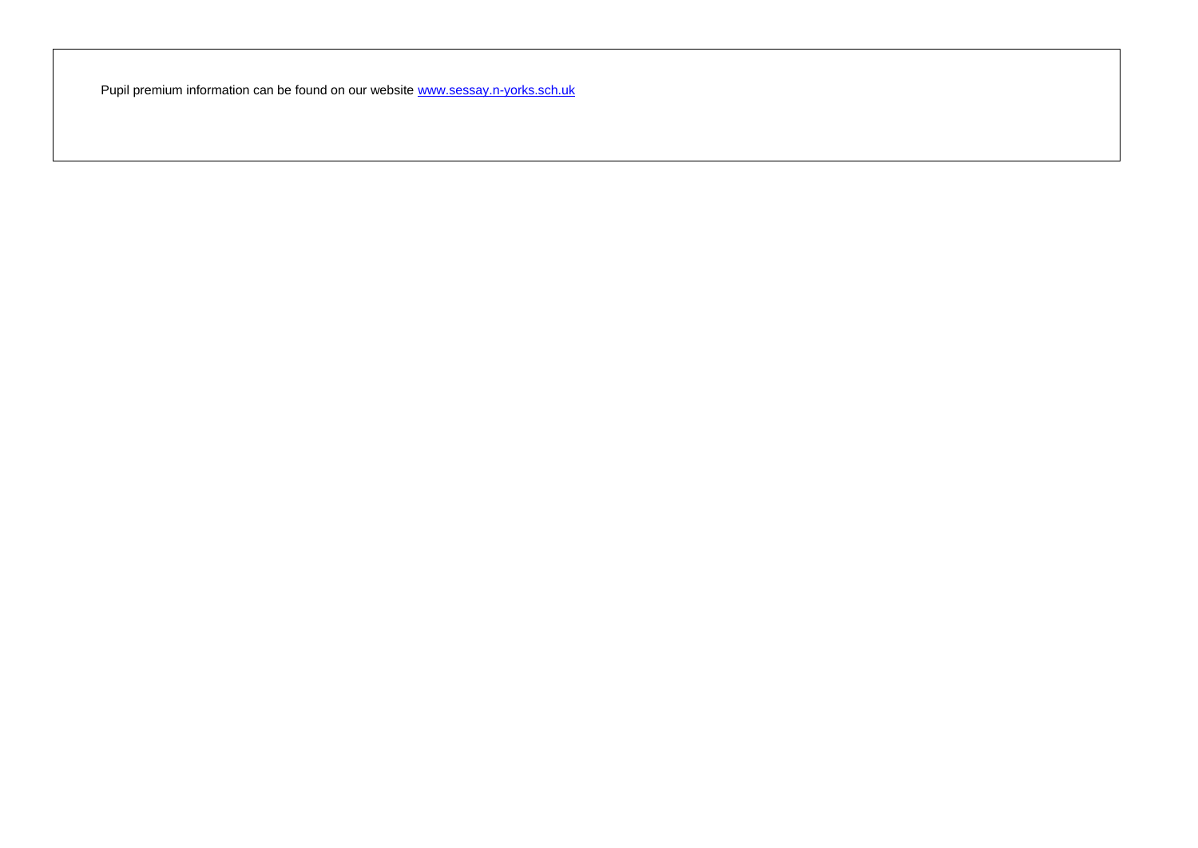Pupil premium information can be found on our website [www.sessay.n-yorks.sch.uk](http://www.sessay.n-yorks.sch.uk)